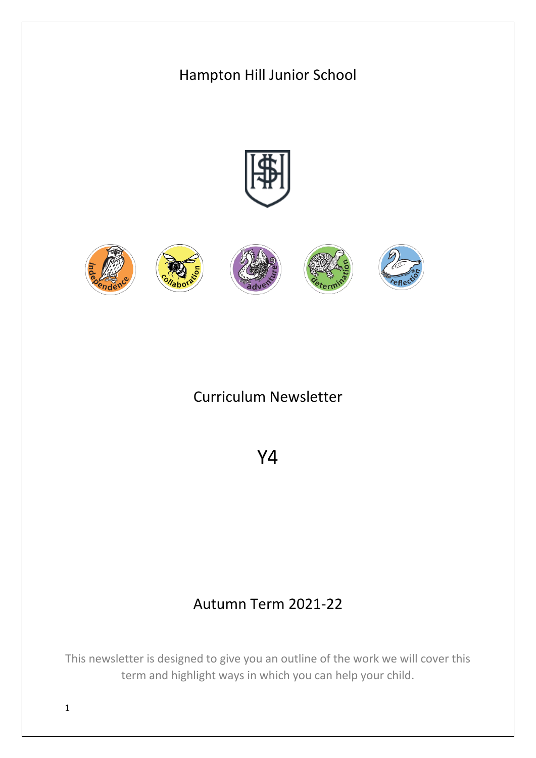# Hampton Hill Junior School

# Curriculum Newsletter

# Y4

## Autumn Term 2021-22

This newsletter is designed to give you an outline of the work we will cover this term and highlight ways in which you can help your child.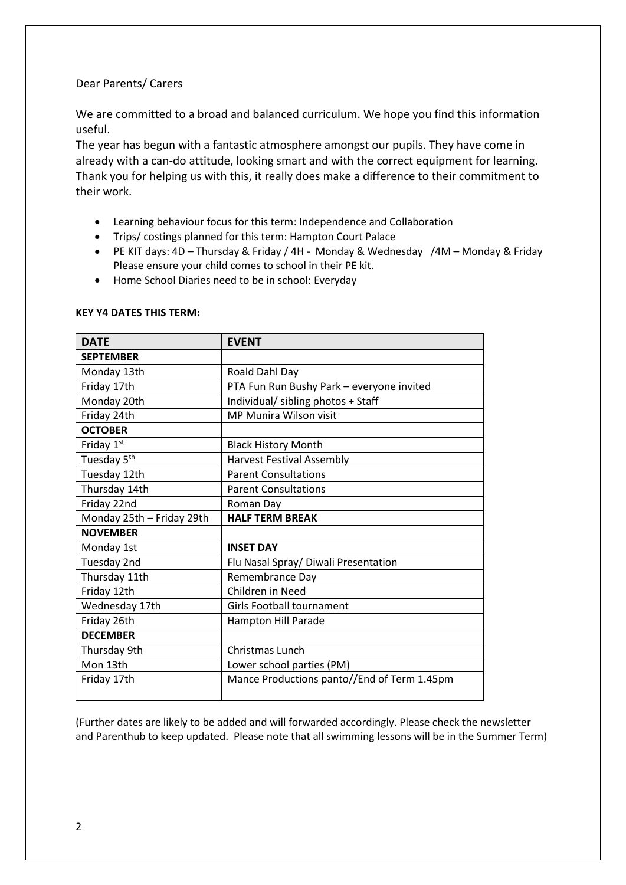Dear Parents/ Carers

We are committed to a broad and balanced curriculum. We hope you find this information useful.
The year has begun with a fantastic atmosphere amongst our pupils. They have come in already with a can-do attitude, looking smart and with the correct equipment for learning. Thank you for helping us with this, it really does make a difference to their commitment to their work.

- Learning behaviour focus for this term: Independence and Collaboration
- Trips/ costings planned for this term: Hampton Court Palace
- PE KIT days: 4D – Thursday & Friday / 4H - Monday & Wednesday /4M – Monday & Friday
  Please ensure your child comes to school in their PE kit.
- Home School Diaries need to be in school: Everyday

**KEY Y4 DATES THIS TERM:**

| DATE | EVENT |
|---|---|
| **SEPTEMBER** | |
| Monday 13th | Roald Dahl Day |
| Friday 17th | PTA Fun Run Bushy Park – everyone invited |
| Monday 20th | Individual/ sibling photos + Staff |
| Friday 24th | MP Munira Wilson visit |
| **OCTOBER** | |
| Friday 1st | Black History Month |
| Tuesday 5th | Harvest Festival Assembly |
| Tuesday 12th | Parent Consultations |
| Thursday 14th | Parent Consultations |
| Friday 22nd | Roman Day |
| Monday 25th – Friday 29th | **HALF TERM BREAK** |
| **NOVEMBER** | |
| Monday 1st | **INSET DAY** |
| Tuesday 2nd | Flu Nasal Spray/ Diwali Presentation |
| Thursday 11th | Remembrance Day |
| Friday 12th | Children in Need |
| Wednesday 17th | Girls Football tournament |
| Friday 26th | Hampton Hill Parade |
| **DECEMBER** | |
| Thursday 9th | Christmas Lunch |
| Mon 13th | Lower school parties (PM) |
| Friday 17th | Mance Productions panto//End of Term 1.45pm |

(Further dates are likely to be added and will forwarded accordingly. Please check the newsletter and Parenthub to keep updated. Please note that all swimming lessons will be in the Summer Term)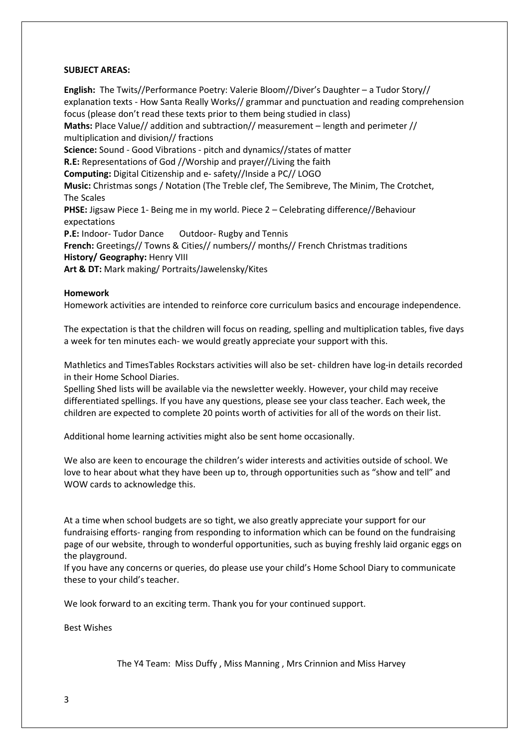**SUBJECT AREAS:**

**English:** The Twits//Performance Poetry: Valerie Bloom//Diver's Daughter – a Tudor Story// explanation texts - How Santa Really Works// grammar and punctuation and reading comprehension focus (please don't read these texts prior to them being studied in class)
**Maths:** Place Value// addition and subtraction// measurement – length and perimeter // multiplication and division// fractions
**Science:** Sound - Good Vibrations - pitch and dynamics//states of matter
**R.E:** Representations of God //Worship and prayer//Living the faith
**Computing:** Digital Citizenship and e- safety//Inside a PC// LOGO
**Music:** Christmas songs / Notation (The Treble clef, The Semibreve, The Minim, The Crotchet, The Scales
**PHSE:** Jigsaw Piece 1- Being me in my world. Piece 2 – Celebrating difference//Behaviour expectations
**P.E:** Indoor- Tudor Dance      Outdoor- Rugby and Tennis
**French:** Greetings// Towns & Cities// numbers// months// French Christmas traditions
**History/ Geography:** Henry VIII
**Art & DT:** Mark making/ Portraits/Jawelensky/Kites

**Homework**

Homework activities are intended to reinforce core curriculum basics and encourage independence.

The expectation is that the children will focus on reading, spelling and multiplication tables, five days a week for ten minutes each- we would greatly appreciate your support with this.

Mathletics and TimesTables Rockstars activities will also be set- children have log-in details recorded in their Home School Diaries.
Spelling Shed lists will be available via the newsletter weekly. However, your child may receive differentiated spellings. If you have any questions, please see your class teacher. Each week, the children are expected to complete 20 points worth of activities for all of the words on their list.

Additional home learning activities might also be sent home occasionally.

We also are keen to encourage the children's wider interests and activities outside of school. We love to hear about what they have been up to, through opportunities such as "show and tell" and WOW cards to acknowledge this.

At a time when school budgets are so tight, we also greatly appreciate your support for our fundraising efforts- ranging from responding to information which can be found on the fundraising page of our website, through to wonderful opportunities, such as buying freshly laid organic eggs on the playground.
If you have any concerns or queries, do please use your child's Home School Diary to communicate these to your child's teacher.

We look forward to an exciting term. Thank you for your continued support.

Best Wishes

The Y4 Team: Miss Duffy , Miss Manning , Mrs Crinnion and Miss Harvey